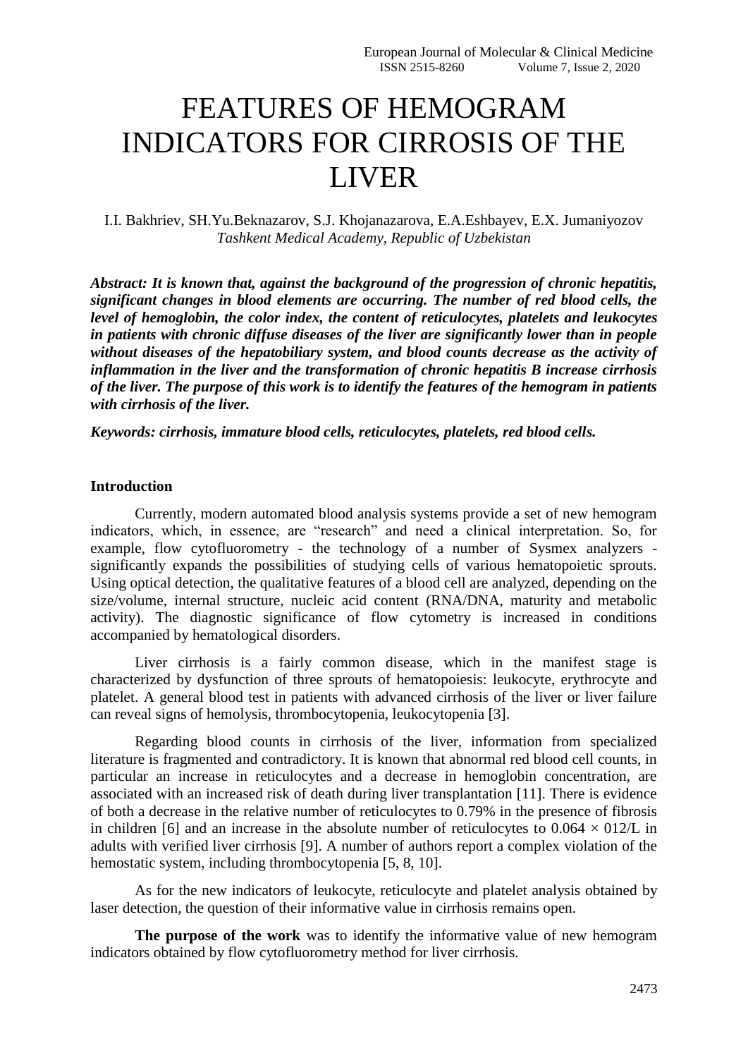# FEATURES OF HEMOGRAM INDICATORS FOR CIRROSIS OF THE LIVER

I.I. Bakhriev, SH.Yu.Beknazarov, S.J. Khojanazarova, E.A.Eshbayev, E.X. Jumaniyozov

*Tashkent Medical Academy, Republic of Uzbekistan*

***Abstract: It is known that, against the background of the progression of chronic hepatitis, significant changes in blood elements are occurring. The number of red blood cells, the level of hemoglobin, the color index, the content of reticulocytes, platelets and leukocytes in patients with chronic diffuse diseases of the liver are significantly lower than in people without diseases of the hepatobiliary system, and blood counts decrease as the activity of inflammation in the liver and the transformation of chronic hepatitis B increase cirrhosis of the liver. The purpose of this work is to identify the features of the hemogram in patients with cirrhosis of the liver.***

***Keywords: cirrhosis, immature blood cells, reticulocytes, platelets, red blood cells.***

## Introduction

Currently, modern automated blood analysis systems provide a set of new hemogram indicators, which, in essence, are "research" and need a clinical interpretation. So, for example, flow cytofluorometry - the technology of a number of Sysmex analyzers - significantly expands the possibilities of studying cells of various hematopoietic sprouts. Using optical detection, the qualitative features of a blood cell are analyzed, depending on the size/volume, internal structure, nucleic acid content (RNA/DNA, maturity and metabolic activity). The diagnostic significance of flow cytometry is increased in conditions accompanied by hematological disorders.

Liver cirrhosis is a fairly common disease, which in the manifest stage is characterized by dysfunction of three sprouts of hematopoiesis: leukocyte, erythrocyte and platelet. A general blood test in patients with advanced cirrhosis of the liver or liver failure can reveal signs of hemolysis, thrombocytopenia, leukocytopenia [3].

Regarding blood counts in cirrhosis of the liver, information from specialized literature is fragmented and contradictory. It is known that abnormal red blood cell counts, in particular an increase in reticulocytes and a decrease in hemoglobin concentration, are associated with an increased risk of death during liver transplantation [11]. There is evidence of both a decrease in the relative number of reticulocytes to 0.79% in the presence of fibrosis in children [6] and an increase in the absolute number of reticulocytes to $0.064 \times 012$/L in adults with verified liver cirrhosis [9]. A number of authors report a complex violation of the hemostatic system, including thrombocytopenia [5, 8, 10].

As for the new indicators of leukocyte, reticulocyte and platelet analysis obtained by laser detection, the question of their informative value in cirrhosis remains open.

**The purpose of the work** was to identify the informative value of new hemogram indicators obtained by flow cytofluorometry method for liver cirrhosis.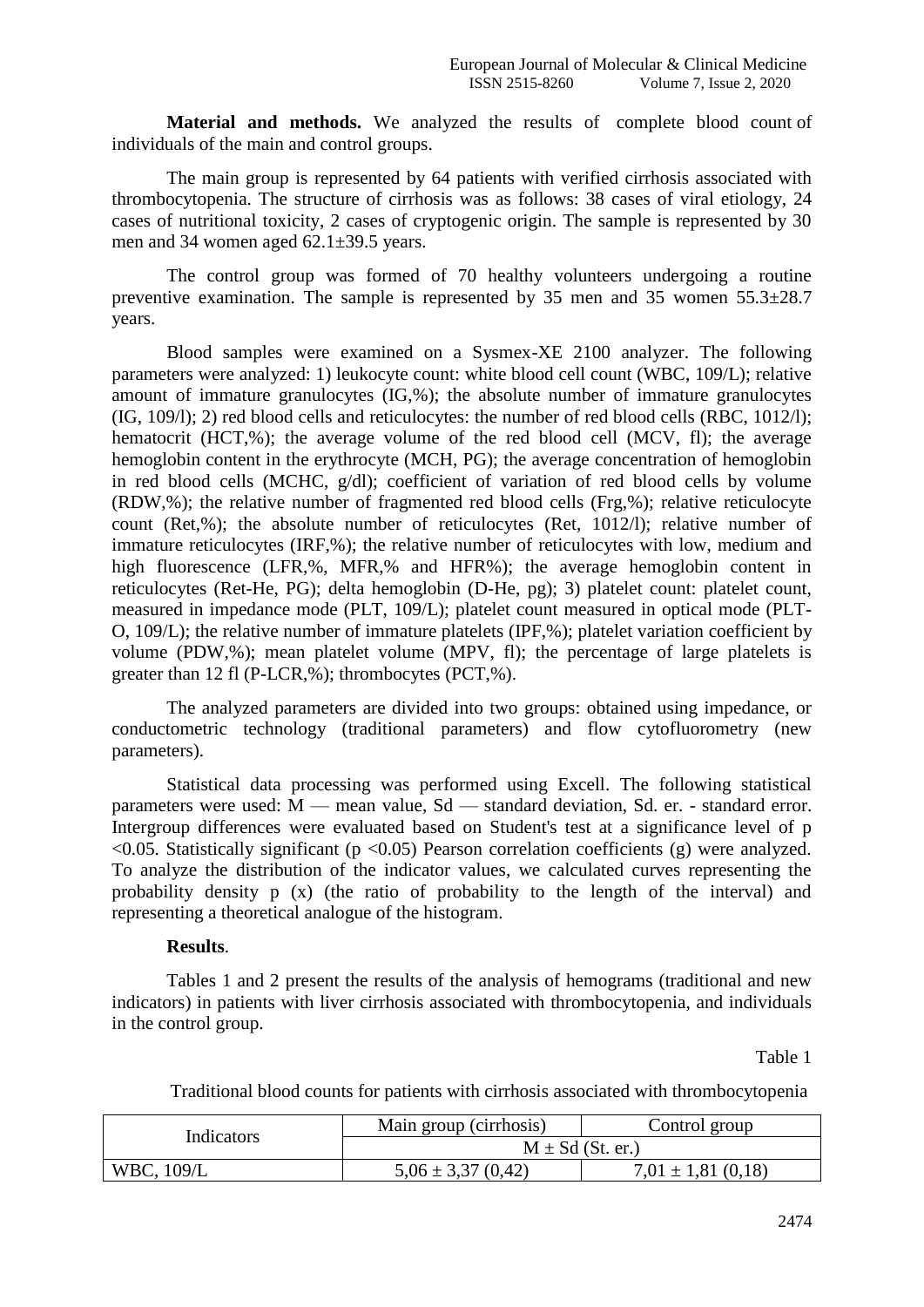**Material and methods.** We analyzed the results of complete blood count of individuals of the main and control groups.

The main group is represented by 64 patients with verified cirrhosis associated with thrombocytopenia. The structure of cirrhosis was as follows: 38 cases of viral etiology, 24 cases of nutritional toxicity, 2 cases of cryptogenic origin. The sample is represented by 30 men and 34 women aged 62.1±39.5 years.

The control group was formed of 70 healthy volunteers undergoing a routine preventive examination. The sample is represented by 35 men and 35 women 55.3±28.7 years.

Blood samples were examined on a Sysmex-XE 2100 analyzer. The following parameters were analyzed: 1) leukocyte count: white blood cell count (WBC, 109/L); relative amount of immature granulocytes (IG,%); the absolute number of immature granulocytes (IG, 109/l); 2) red blood cells and reticulocytes: the number of red blood cells (RBC, 1012/l); hematocrit (HCT,%); the average volume of the red blood cell (MCV, fl); the average hemoglobin content in the erythrocyte (MCH, PG); the average concentration of hemoglobin in red blood cells (MCHC, g/dl); coefficient of variation of red blood cells by volume (RDW,%); the relative number of fragmented red blood cells (Frg,%); relative reticulocyte count (Ret,%); the absolute number of reticulocytes (Ret, 1012/l); relative number of immature reticulocytes (IRF,%); the relative number of reticulocytes with low, medium and high fluorescence (LFR,%, MFR,% and HFR%); the average hemoglobin content in reticulocytes (Ret-He, PG); delta hemoglobin (D-He, pg); 3) platelet count: platelet count, measured in impedance mode (PLT, 109/L); platelet count measured in optical mode (PLT-O, 109/L); the relative number of immature platelets (IPF,%); platelet variation coefficient by volume (PDW,%); mean platelet volume (MPV, fl); the percentage of large platelets is greater than 12 fl (P-LCR,%); thrombocytes (PCT,%).

The analyzed parameters are divided into two groups: obtained using impedance, or conductometric technology (traditional parameters) and flow cytofluorometry (new parameters).

Statistical data processing was performed using Excell. The following statistical parameters were used: M — mean value, Sd — standard deviation, Sd. er. - standard error. Intergroup differences were evaluated based on Student's test at a significance level of $p < 0.05$. Statistically significant ($p < 0.05$) Pearson correlation coefficients (g) were analyzed. To analyze the distribution of the indicator values, we calculated curves representing the probability density p (x) (the ratio of probability to the length of the interval) and representing a theoretical analogue of the histogram.

**Results**.

Tables 1 and 2 present the results of the analysis of hemograms (traditional and new indicators) in patients with liver cirrhosis associated with thrombocytopenia, and individuals in the control group.

Table 1

Traditional blood counts for patients with cirrhosis associated with thrombocytopenia

| Indicators | Main group (cirrhosis) | Control group |
|---|---|---|
| | M ± Sd (St. er.) | |
| WBC, 109/L | 5,06 ± 3,37 (0,42) | 7,01 ± 1,81 (0,18) |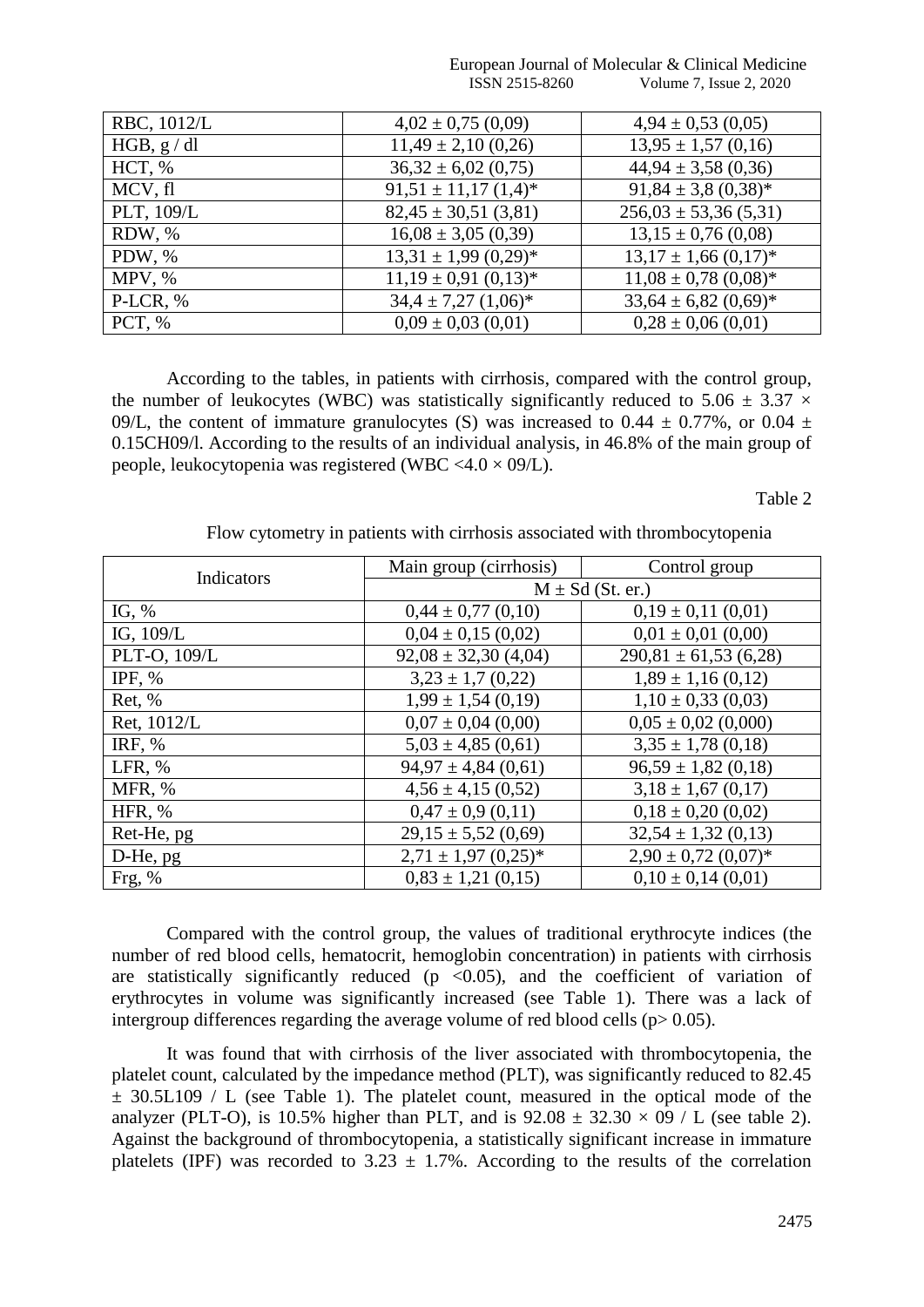| | | |
|---|---|---|
| RBC, 1012/L | 4,02 ± 0,75 (0,09) | 4,94 ± 0,53 (0,05) |
| HGB, g / dl | 11,49 ± 2,10 (0,26) | 13,95 ± 1,57 (0,16) |
| HCT, % | 36,32 ± 6,02 (0,75) | 44,94 ± 3,58 (0,36) |
| MCV, fl | 91,51 ± 11,17 (1,4)* | 91,84 ± 3,8 (0,38)* |
| PLT, 109/L | 82,45 ± 30,51 (3,81) | 256,03 ± 53,36 (5,31) |
| RDW, % | 16,08 ± 3,05 (0,39) | 13,15 ± 0,76 (0,08) |
| PDW, % | 13,31 ± 1,99 (0,29)* | 13,17 ± 1,66 (0,17)* |
| MPV, % | 11,19 ± 0,91 (0,13)* | 11,08 ± 0,78 (0,08)* |
| P-LCR, % | 34,4 ± 7,27 (1,06)* | 33,64 ± 6,82 (0,69)* |
| PCT, % | 0,09 ± 0,03 (0,01) | 0,28 ± 0,06 (0,01) |

According to the tables, in patients with cirrhosis, compared with the control group, the number of leukocytes (WBC) was statistically significantly reduced to 5.06 ± 3.37 × 09/L, the content of immature granulocytes (S) was increased to 0.44 ± 0.77%, or 0.04 ± 0.15CH09/l. According to the results of an individual analysis, in 46.8% of the main group of people, leukocytopenia was registered (WBC <4.0 × 09/L).

Table 2

Flow cytometry in patients with cirrhosis associated with thrombocytopenia

| Indicators | Main group (cirrhosis) | Control group |
|---|---|---|
| | M ± Sd (St. er.) | |
| IG, % | 0,44 ± 0,77 (0,10) | 0,19 ± 0,11 (0,01) |
| IG, 109/L | 0,04 ± 0,15 (0,02) | 0,01 ± 0,01 (0,00) |
| PLT-O, 109/L | 92,08 ± 32,30 (4,04) | 290,81 ± 61,53 (6,28) |
| IPF, % | 3,23 ± 1,7 (0,22) | 1,89 ± 1,16 (0,12) |
| Ret, % | 1,99 ± 1,54 (0,19) | 1,10 ± 0,33 (0,03) |
| Ret, 1012/L | 0,07 ± 0,04 (0,00) | 0,05 ± 0,02 (0,000) |
| IRF, % | 5,03 ± 4,85 (0,61) | 3,35 ± 1,78 (0,18) |
| LFR, % | 94,97 ± 4,84 (0,61) | 96,59 ± 1,82 (0,18) |
| MFR, % | 4,56 ± 4,15 (0,52) | 3,18 ± 1,67 (0,17) |
| HFR, % | 0,47 ± 0,9 (0,11) | 0,18 ± 0,20 (0,02) |
| Ret-He, pg | 29,15 ± 5,52 (0,69) | 32,54 ± 1,32 (0,13) |
| D-He, pg | 2,71 ± 1,97 (0,25)* | 2,90 ± 0,72 (0,07)* |
| Frg, % | 0,83 ± 1,21 (0,15) | 0,10 ± 0,14 (0,01) |

Compared with the control group, the values of traditional erythrocyte indices (the number of red blood cells, hematocrit, hemoglobin concentration) in patients with cirrhosis are statistically significantly reduced ($p < 0.05$), and the coefficient of variation of erythrocytes in volume was significantly increased (see Table 1). There was a lack of intergroup differences regarding the average volume of red blood cells ($p > 0.05$).

It was found that with cirrhosis of the liver associated with thrombocytopenia, the platelet count, calculated by the impedance method (PLT), was significantly reduced to 82.45 ± 30.5L109 / L (see Table 1). The platelet count, measured in the optical mode of the analyzer (PLT-O), is 10.5% higher than PLT, and is 92.08 ± 32.30 × 09 / L (see table 2). Against the background of thrombocytopenia, a statistically significant increase in immature platelets (IPF) was recorded to 3.23 ± 1.7%. According to the results of the correlation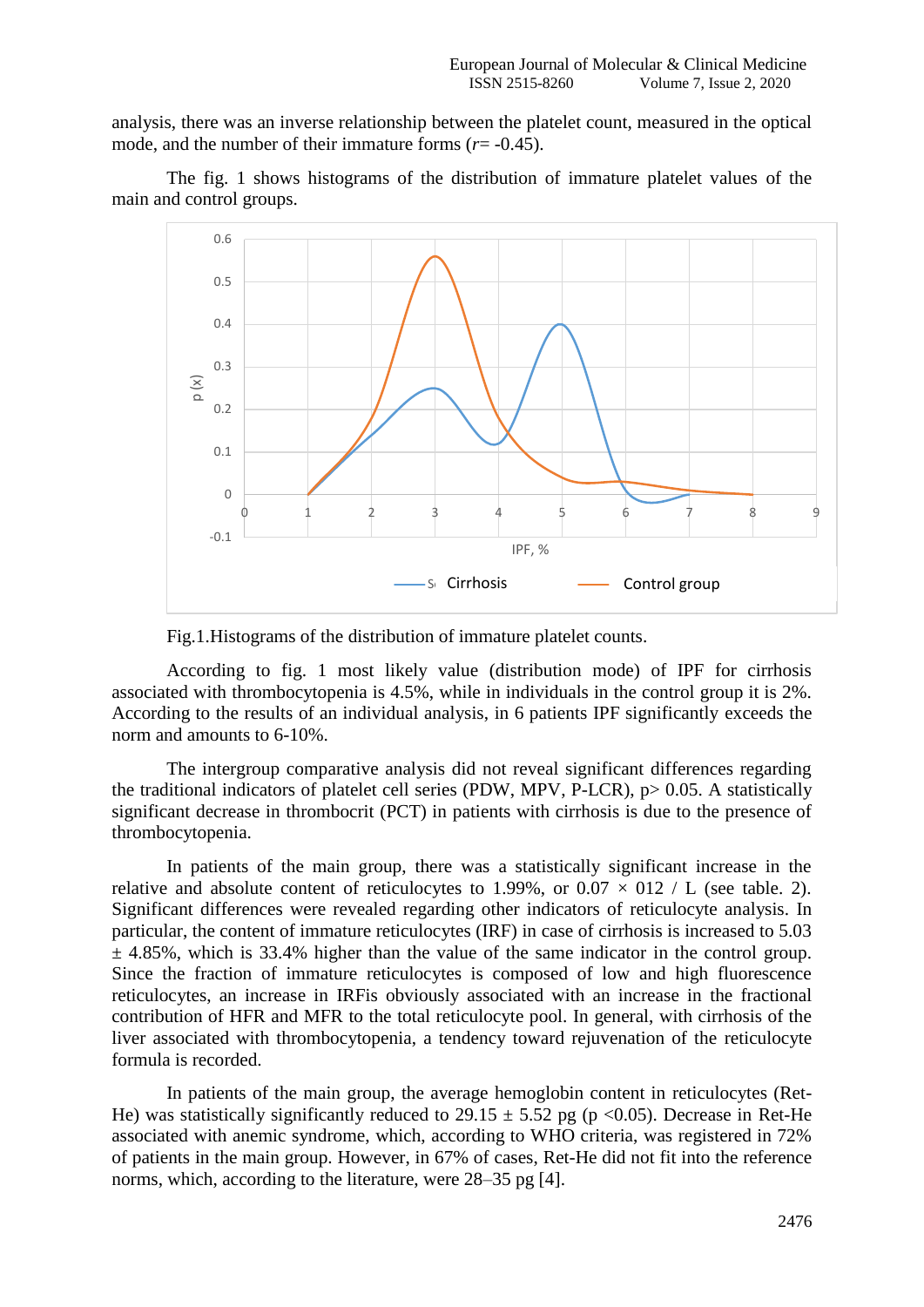analysis, there was an inverse relationship between the platelet count, measured in the optical mode, and the number of their immature forms ($r$= -0.45).

The fig. 1 shows histograms of the distribution of immature platelet values of the main and control groups.

0.6
0.5
0.4
0.3
0.2
0.1
0
-0.1
p (x)
0 1 2 3 4 5 6 7 8 9
IPF, %
Cirrhosis
Control group

Fig.1.Histograms of the distribution of immature platelet counts.

According to fig. 1 most likely value (distribution mode) of IPF for cirrhosis associated with thrombocytopenia is 4.5%, while in individuals in the control group it is 2%. According to the results of an individual analysis, in 6 patients IPF significantly exceeds the norm and amounts to 6-10%.

The intergroup comparative analysis did not reveal significant differences regarding the traditional indicators of platelet cell series (PDW, MPV, P-LCR), p> 0.05. A statistically significant decrease in thrombocrit (PCT) in patients with cirrhosis is due to the presence of thrombocytopenia.

In patients of the main group, there was a statistically significant increase in the relative and absolute content of reticulocytes to 1.99%, or 0.07 × 012 / L (see table. 2). Significant differences were revealed regarding other indicators of reticulocyte analysis. In particular, the content of immature reticulocytes (IRF) in case of cirrhosis is increased to 5.03 ± 4.85%, which is 33.4% higher than the value of the same indicator in the control group. Since the fraction of immature reticulocytes is composed of low and high fluorescence reticulocytes, an increase in IRFis obviously associated with an increase in the fractional contribution of HFR and MFR to the total reticulocyte pool. In general, with cirrhosis of the liver associated with thrombocytopenia, a tendency toward rejuvenation of the reticulocyte formula is recorded.

In patients of the main group, the average hemoglobin content in reticulocytes (Ret-He) was statistically significantly reduced to 29.15 ± 5.52 pg (p <0.05). Decrease in Ret-He associated with anemic syndrome, which, according to WHO criteria, was registered in 72% of patients in the main group. However, in 67% of cases, Ret-He did not fit into the reference norms, which, according to the literature, were 28–35 pg [4].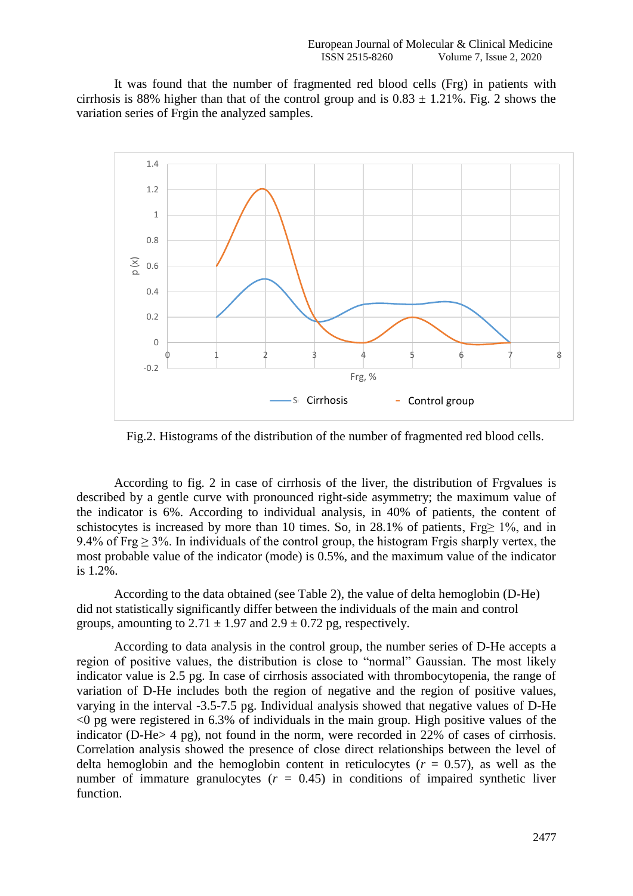It was found that the number of fragmented red blood cells (Frg) in patients with cirrhosis is 88% higher than that of the control group and is 0.83 ± 1.21%. Fig. 2 shows the variation series of Frgin the analyzed samples.

1.4
1.2
1
0.8
0.6
0.4
0.2
0
-0.2

p (x)

0 1 2 3 4 5 6 7 8

Frg, %

Cirrhosis
Control group

Fig.2. Histograms of the distribution of the number of fragmented red blood cells.

According to fig. 2 in case of cirrhosis of the liver, the distribution of Frgvalues is described by a gentle curve with pronounced right-side asymmetry; the maximum value of the indicator is 6%. According to individual analysis, in 40% of patients, the content of schistocytes is increased by more than 10 times. So, in 28.1% of patients, Frg≥ 1%, and in 9.4% of Frg ≥ 3%. In individuals of the control group, the histogram Frgis sharply vertex, the most probable value of the indicator (mode) is 0.5%, and the maximum value of the indicator is 1.2%.

According to the data obtained (see Table 2), the value of delta hemoglobin (D-He) did not statistically significantly differ between the individuals of the main and control groups, amounting to 2.71 ± 1.97 and 2.9 ± 0.72 pg, respectively.

According to data analysis in the control group, the number series of D-He accepts a region of positive values, the distribution is close to "normal" Gaussian. The most likely indicator value is 2.5 pg. In case of cirrhosis associated with thrombocytopenia, the range of variation of D-He includes both the region of negative and the region of positive values, varying in the interval -3.5-7.5 pg. Individual analysis showed that negative values of D-He <0 pg were registered in 6.3% of individuals in the main group. High positive values of the indicator (D-He> 4 pg), not found in the norm, were recorded in 22% of cases of cirrhosis. Correlation analysis showed the presence of close direct relationships between the level of delta hemoglobin and the hemoglobin content in reticulocytes ($r$ = 0.57), as well as the number of immature granulocytes ($r$ = 0.45) in conditions of impaired synthetic liver function.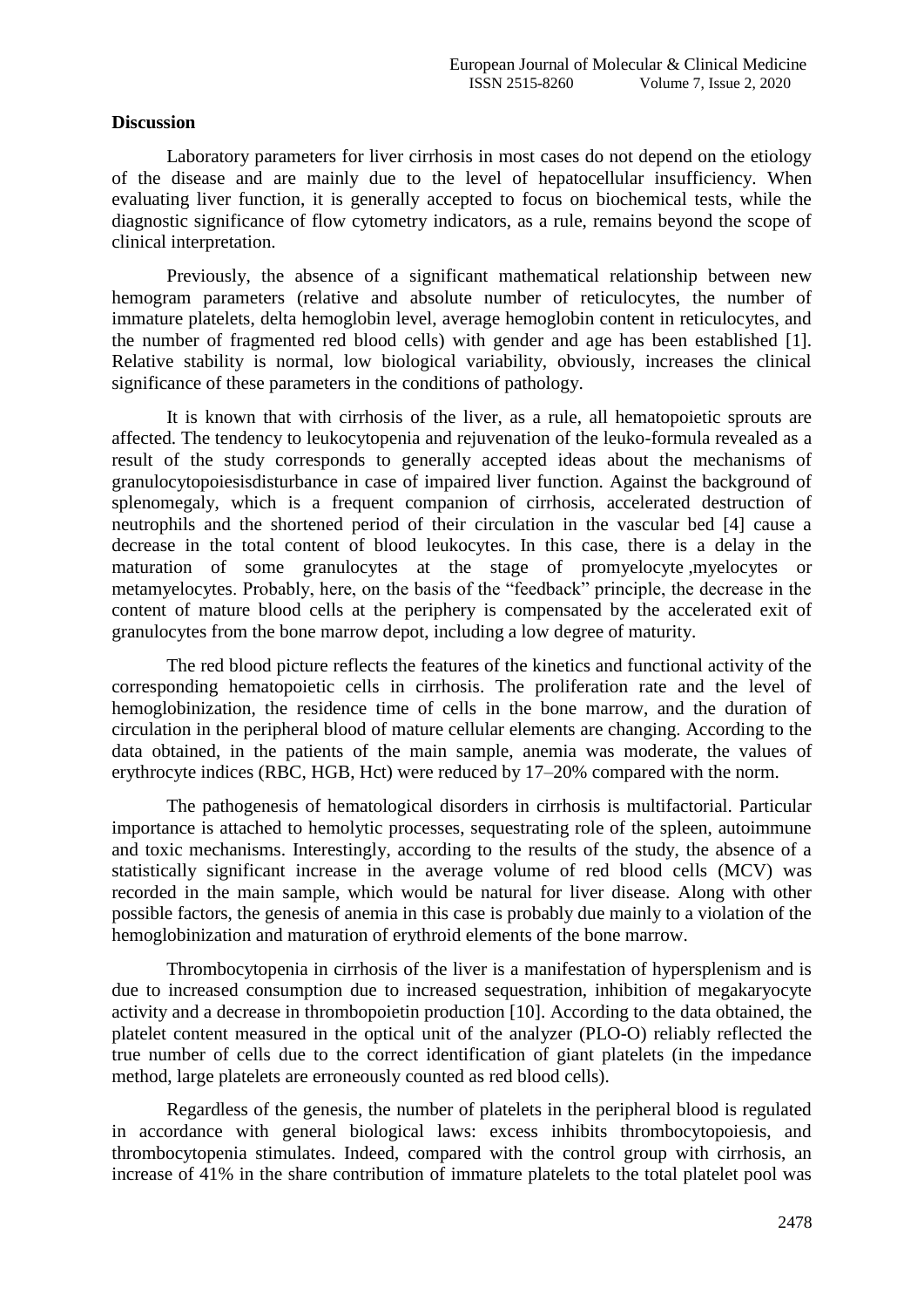## Discussion

Laboratory parameters for liver cirrhosis in most cases do not depend on the etiology of the disease and are mainly due to the level of hepatocellular insufficiency. When evaluating liver function, it is generally accepted to focus on biochemical tests, while the diagnostic significance of flow cytometry indicators, as a rule, remains beyond the scope of clinical interpretation.

Previously, the absence of a significant mathematical relationship between new hemogram parameters (relative and absolute number of reticulocytes, the number of immature platelets, delta hemoglobin level, average hemoglobin content in reticulocytes, and the number of fragmented red blood cells) with gender and age has been established [1]. Relative stability is normal, low biological variability, obviously, increases the clinical significance of these parameters in the conditions of pathology.

It is known that with cirrhosis of the liver, as a rule, all hematopoietic sprouts are affected. The tendency to leukocytopenia and rejuvenation of the leuko-formula revealed as a result of the study corresponds to generally accepted ideas about the mechanisms of granulocytopoiesisdisturbance in case of impaired liver function. Against the background of splenomegaly, which is a frequent companion of cirrhosis, accelerated destruction of neutrophils and the shortened period of their circulation in the vascular bed [4] cause a decrease in the total content of blood leukocytes. In this case, there is a delay in the maturation of some granulocytes at the stage of promyelocyte ,myelocytes or metamyelocytes. Probably, here, on the basis of the "feedback" principle, the decrease in the content of mature blood cells at the periphery is compensated by the accelerated exit of granulocytes from the bone marrow depot, including a low degree of maturity.

The red blood picture reflects the features of the kinetics and functional activity of the corresponding hematopoietic cells in cirrhosis. The proliferation rate and the level of hemoglobinization, the residence time of cells in the bone marrow, and the duration of circulation in the peripheral blood of mature cellular elements are changing. According to the data obtained, in the patients of the main sample, anemia was moderate, the values of erythrocyte indices (RBC, HGB, Hct) were reduced by 17–20% compared with the norm.

The pathogenesis of hematological disorders in cirrhosis is multifactorial. Particular importance is attached to hemolytic processes, sequestrating role of the spleen, autoimmune and toxic mechanisms. Interestingly, according to the results of the study, the absence of a statistically significant increase in the average volume of red blood cells (MCV) was recorded in the main sample, which would be natural for liver disease. Along with other possible factors, the genesis of anemia in this case is probably due mainly to a violation of the hemoglobinization and maturation of erythroid elements of the bone marrow.

Thrombocytopenia in cirrhosis of the liver is a manifestation of hypersplenism and is due to increased consumption due to increased sequestration, inhibition of megakaryocyte activity and a decrease in thrombopoietin production [10]. According to the data obtained, the platelet content measured in the optical unit of the analyzer (PLO-O) reliably reflected the true number of cells due to the correct identification of giant platelets (in the impedance method, large platelets are erroneously counted as red blood cells).

Regardless of the genesis, the number of platelets in the peripheral blood is regulated in accordance with general biological laws: excess inhibits thrombocytopoiesis, and thrombocytopenia stimulates. Indeed, compared with the control group with cirrhosis, an increase of 41% in the share contribution of immature platelets to the total platelet pool was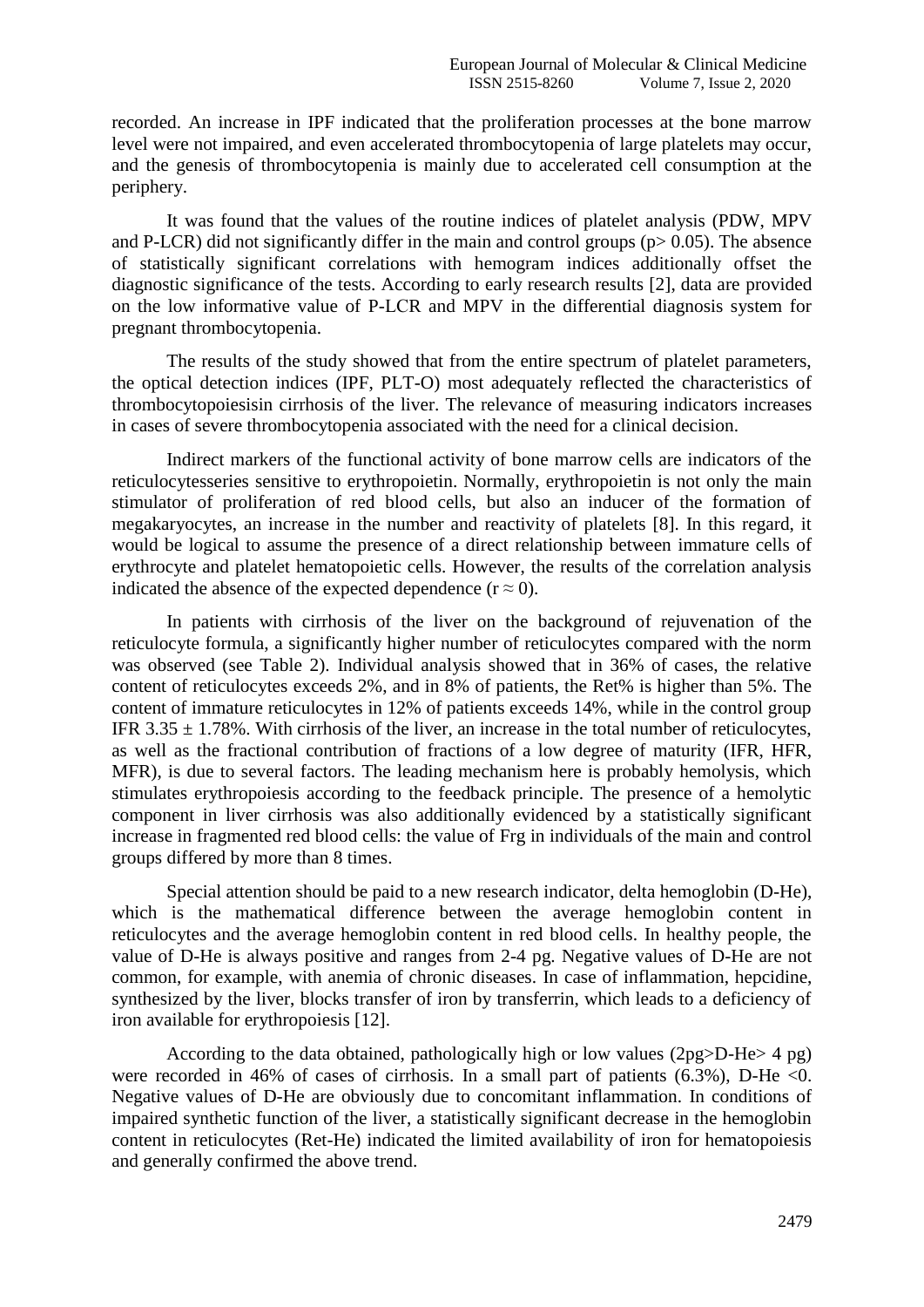recorded. An increase in IPF indicated that the proliferation processes at the bone marrow level were not impaired, and even accelerated thrombocytopenia of large platelets may occur, and the genesis of thrombocytopenia is mainly due to accelerated cell consumption at the periphery.

It was found that the values of the routine indices of platelet analysis (PDW, MPV and P-LCR) did not significantly differ in the main and control groups ($p > 0.05$). The absence of statistically significant correlations with hemogram indices additionally offset the diagnostic significance of the tests. According to early research results [2], data are provided on the low informative value of P-LCR and MPV in the differential diagnosis system for pregnant thrombocytopenia.

The results of the study showed that from the entire spectrum of platelet parameters, the optical detection indices (IPF, PLT-O) most adequately reflected the characteristics of thrombocytopoiesisin cirrhosis of the liver. The relevance of measuring indicators increases in cases of severe thrombocytopenia associated with the need for a clinical decision.

Indirect markers of the functional activity of bone marrow cells are indicators of the reticulocytesseries sensitive to erythropoietin. Normally, erythropoietin is not only the main stimulator of proliferation of red blood cells, but also an inducer of the formation of megakaryocytes, an increase in the number and reactivity of platelets [8]. In this regard, it would be logical to assume the presence of a direct relationship between immature cells of erythrocyte and platelet hematopoietic cells. However, the results of the correlation analysis indicated the absence of the expected dependence ($r \approx 0$).

In patients with cirrhosis of the liver on the background of rejuvenation of the reticulocyte formula, a significantly higher number of reticulocytes compared with the norm was observed (see Table 2). Individual analysis showed that in 36% of cases, the relative content of reticulocytes exceeds 2%, and in 8% of patients, the Ret% is higher than 5%. The content of immature reticulocytes in 12% of patients exceeds 14%, while in the control group IFR $3.35 \pm 1.78$%. With cirrhosis of the liver, an increase in the total number of reticulocytes, as well as the fractional contribution of fractions of a low degree of maturity (IFR, HFR, MFR), is due to several factors. The leading mechanism here is probably hemolysis, which stimulates erythropoiesis according to the feedback principle. The presence of a hemolytic component in liver cirrhosis was also additionally evidenced by a statistically significant increase in fragmented red blood cells: the value of Frg in individuals of the main and control groups differed by more than 8 times.

Special attention should be paid to a new research indicator, delta hemoglobin (D-He), which is the mathematical difference between the average hemoglobin content in reticulocytes and the average hemoglobin content in red blood cells. In healthy people, the value of D-He is always positive and ranges from 2-4 pg. Negative values of D-He are not common, for example, with anemia of chronic diseases. In case of inflammation, hepcidine, synthesized by the liver, blocks transfer of iron by transferrin, which leads to a deficiency of iron available for erythropoiesis [12].

According to the data obtained, pathologically high or low values (2pg>D-He> 4 pg) were recorded in 46% of cases of cirrhosis. In a small part of patients (6.3%), D-He <0. Negative values of D-He are obviously due to concomitant inflammation. In conditions of impaired synthetic function of the liver, a statistically significant decrease in the hemoglobin content in reticulocytes (Ret-He) indicated the limited availability of iron for hematopoiesis and generally confirmed the above trend.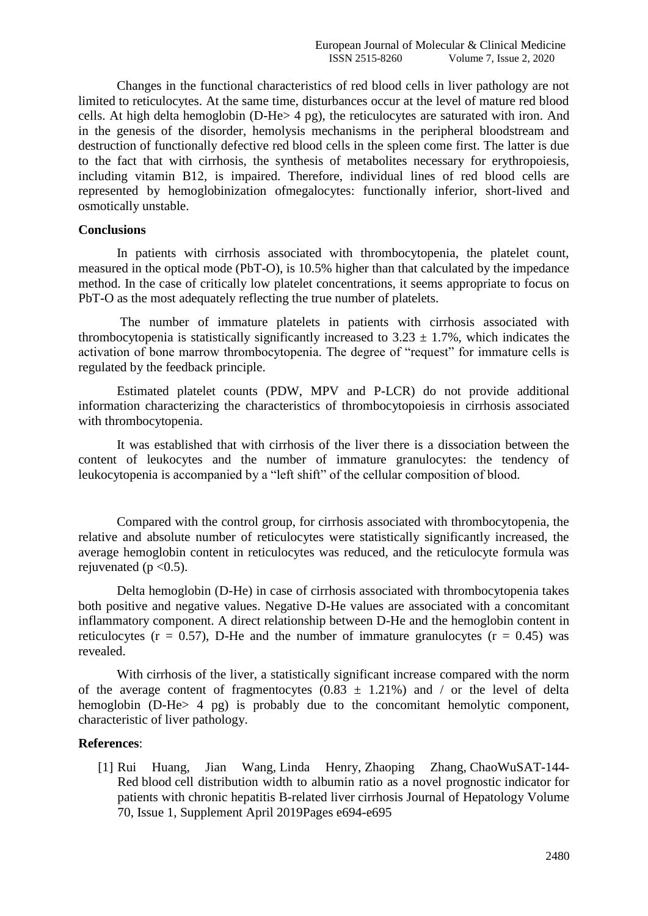Changes in the functional characteristics of red blood cells in liver pathology are not limited to reticulocytes. At the same time, disturbances occur at the level of mature red blood cells. At high delta hemoglobin (D-He> 4 pg), the reticulocytes are saturated with iron. And in the genesis of the disorder, hemolysis mechanisms in the peripheral bloodstream and destruction of functionally defective red blood cells in the spleen come first. The latter is due to the fact that with cirrhosis, the synthesis of metabolites necessary for erythropoiesis, including vitamin B12, is impaired. Therefore, individual lines of red blood cells are represented by hemoglobinization ofmegalocytes: functionally inferior, short-lived and osmotically unstable.

## Conclusions

In patients with cirrhosis associated with thrombocytopenia, the platelet count, measured in the optical mode (PbT-O), is 10.5% higher than that calculated by the impedance method. In the case of critically low platelet concentrations, it seems appropriate to focus on PbT-O as the most adequately reflecting the true number of platelets.

The number of immature platelets in patients with cirrhosis associated with thrombocytopenia is statistically significantly increased to $3.23 \pm 1.7\%$, which indicates the activation of bone marrow thrombocytopenia. The degree of "request" for immature cells is regulated by the feedback principle.

Estimated platelet counts (PDW, MPV and P-LCR) do not provide additional information characterizing the characteristics of thrombocytopoiesis in cirrhosis associated with thrombocytopenia.

It was established that with cirrhosis of the liver there is a dissociation between the content of leukocytes and the number of immature granulocytes: the tendency of leukocytopenia is accompanied by a "left shift" of the cellular composition of blood.

Compared with the control group, for cirrhosis associated with thrombocytopenia, the relative and absolute number of reticulocytes were statistically significantly increased, the average hemoglobin content in reticulocytes was reduced, and the reticulocyte formula was rejuvenated ($p < 0.5$).

Delta hemoglobin (D-He) in case of cirrhosis associated with thrombocytopenia takes both positive and negative values. Negative D-He values are associated with a concomitant inflammatory component. A direct relationship between D-He and the hemoglobin content in reticulocytes ($r = 0.57$), D-He and the number of immature granulocytes ($r = 0.45$) was revealed.

With cirrhosis of the liver, a statistically significant increase compared with the norm of the average content of fragmentocytes ($0.83 \pm 1.21\%$) and / or the level of delta hemoglobin (D-He> 4 pg) is probably due to the concomitant hemolytic component, characteristic of liver pathology.

## References:

[1] Rui Huang, Jian Wang, Linda Henry, Zhaoping Zhang, ChaoWuSAT-144-Red blood cell distribution width to albumin ratio as a novel prognostic indicator for patients with chronic hepatitis B-related liver cirrhosis Journal of Hepatology Volume 70, Issue 1, Supplement April 2019Pages e694-e695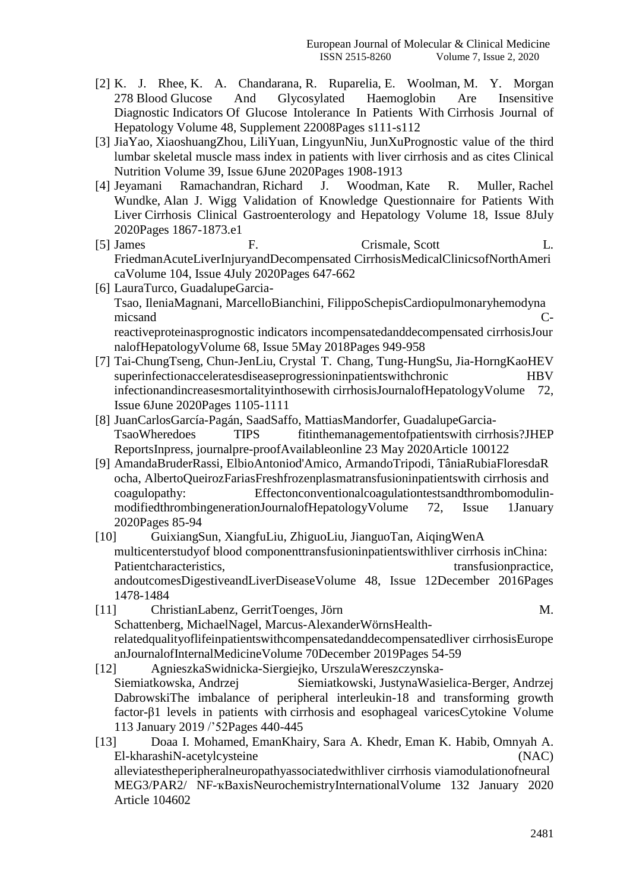[2] K. J. Rhee, K. A. Chandarana, R. Ruparelia, E. Woolman, M. Y. Morgan 278 Blood Glucose And Glycosylated Haemoglobin Are Insensitive Diagnostic Indicators Of Glucose Intolerance In Patients With Cirrhosis Journal of Hepatology Volume 48, Supplement 22008Pages s111-s112

[3] JiaYao, XiaoshuangZhou, LiliYuan, LingyunNiu, JunXuPrognostic value of the third lumbar skeletal muscle mass index in patients with liver cirrhosis and as cites Clinical Nutrition Volume 39, Issue 6June 2020Pages 1908-1913

[4] Jeyamani Ramachandran, Richard J. Woodman, Kate R. Muller, Rachel Wundke, Alan J. Wigg Validation of Knowledge Questionnaire for Patients With Liver Cirrhosis Clinical Gastroenterology and Hepatology Volume 18, Issue 8July 2020Pages 1867-1873.e1

[5] James F. Crismale, Scott L. FriedmanAcuteLiverInjuryandDecompensated CirrhosisMedicalClinicsofNorthAmericaVolume 104, Issue 4July 2020Pages 647-662

[6] LauraTurco, GuadalupeGarcia-Tsao, IleniaMagnani, MarcelloBianchini, FilippoSchepisCardiopulmonaryhemodynamicsand C-reactiveproteinasprognostic indicators incompensatedanddecompensated cirrhosisJournalofHepatologyVolume 68, Issue 5May 2018Pages 949-958

[7] Tai-ChungTseng, Chun-JenLiu, Crystal T. Chang, Tung-HungSu, Jia-HorngKaoHEV superinfectionacceleratesdiseaseprogressioninpatientswithchronic HBV infectionandincreasesmortalityinthosewith cirrhosisJournalofHepatologyVolume 72, Issue 6June 2020Pages 1105-1111

[8] JuanCarlosGarcía-Pagán, SaadSaffo, MattiasMandorfer, GuadalupeGarcia-TsaoWheredoes TIPS fitinthemanagementofpatientswith cirrhosis?JHEP ReportsInpress, journalpre-proofAvailableonline 23 May 2020Article 100122

[9] AmandaBruderRassi, ElbioAntoniod'Amico, ArmandoTripodi, TâniaRubiaFloresdaRocha, AlbertoQueirozFariasFreshfrozenplasmatransfusioninpatientswith cirrhosis and coagulopathy: Effectonconventionalcoagulationtestsandthrombomodulin-modifiedthrombingenerationJournalofHepatologyVolume 72, Issue 1January 2020Pages 85-94

[10] GuixiangSun, XiangfuLiu, ZhiguoLiu, JianguoTan, AiqingWenA multicenterstudyof blood componenttransfusioninpatientswithliver cirrhosis inChina: Patientcharacteristics, transfusionpractice, andoutcomesDigestiveandLiverDiseaseVolume 48, Issue 12December 2016Pages 1478-1484

[11] ChristianLabenz, GerritToenges, Jörn M. Schattenberg, MichaelNagel, Marcus-AlexanderWörnsHealth-relatedqualityoflifeinpatientswithcompensatedanddecompensatedliver cirrhosisEuropeanJournalofInternalMedicineVolume 70December 2019Pages 54-59

[12] AgnieszkaSwidnicka-Siergiejko, UrszulaWereszczynska-Siemiatkowska, Andrzej Siemiatkowski, JustynaWasielica-Berger, Andrzej DabrowskiThe imbalance of peripheral interleukin-18 and transforming growth factor-β1 levels in patients with cirrhosis and esophageal varicesCytokine Volume 113 January 2019 /'52Pages 440-445

[13] Doaa I. Mohamed, EmanKhairy, Sara A. Khedr, Eman K. Habib, Omnyah A. El-kharashiN-acetylcysteine (NAC) alleviatestheperipheralneuropathyassociatedwithliver cirrhosis viamodulationofneural MEG3/PAR2/ NF-κBaxisNeurochemistryInternationalVolume 132 January 2020 Article 104602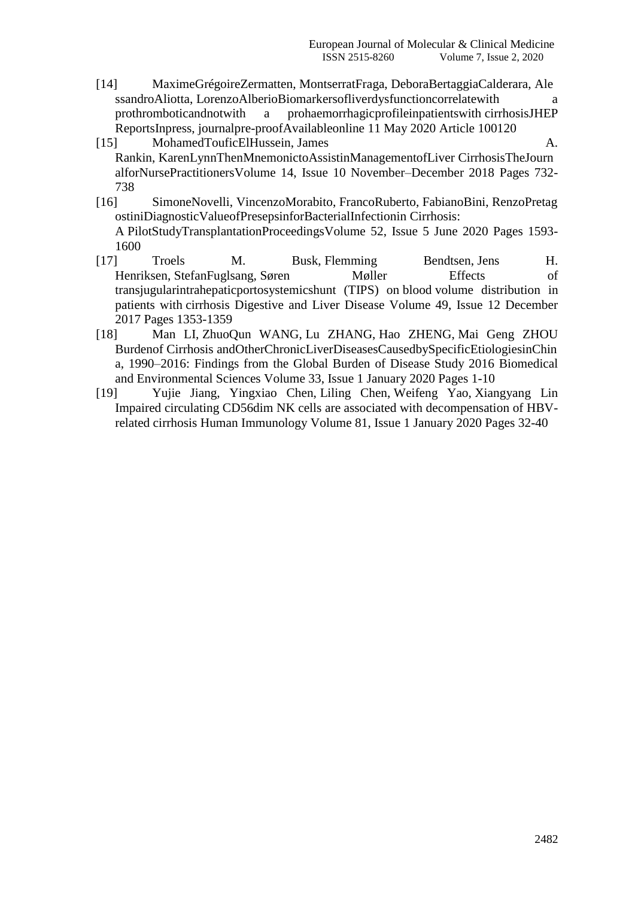[14] MaximeGrégoireZermatten, MontserratFraga, DeboraBertaggiaCalderara, AlessandroAliotta, LorenzoAlberioBiomarkersofliverdysfunctioncorrelatewith a prothromboticandnotwith a prohaemorrhagicprofileinpatientswith cirrhosisJHEP ReportsInpress, journalpre-proofAvailableonline 11 May 2020 Article 100120

[15] MohamedToufícElHussein, James A. Rankin, KarenLynnThenMnemonictoAssistinManagementofLiver CirrhosisTheJournalforNursePractitionersVolume 14, Issue 10 November–December 2018 Pages 732-738

[16] SimoneNovelli, VincenzoMorabito, FrancoRuberto, FabianoBini, RenzoPretagostiniDiagnosticValueofPresepsinforBacterialInfectionin Cirrhosis: A PilotStudyTransplantationProceedingsVolume 52, Issue 5 June 2020 Pages 1593-1600

[17] Troels M. Busk, Flemming Bendtsen, Jens H. Henriksen, StefanFuglsang, Søren Møller Effects of transjugularintrahepaticportosystemicshunt (TIPS) on blood volume distribution in patients with cirrhosis Digestive and Liver Disease Volume 49, Issue 12 December 2017 Pages 1353-1359

[18] Man LI, ZhuoQun WANG, Lu ZHANG, Hao ZHENG, Mai Geng ZHOU Burdenof Cirrhosis andOtherChronicLiverDiseasesCausedbySpecificEtiologiesinChina, 1990–2016: Findings from the Global Burden of Disease Study 2016 Biomedical and Environmental Sciences Volume 33, Issue 1 January 2020 Pages 1-10

[19] Yujie Jiang, Yingxiao Chen, Liling Chen, Weifeng Yao, Xiangyang Lin Impaired circulating CD56dim NK cells are associated with decompensation of HBV-related cirrhosis Human Immunology Volume 81, Issue 1 January 2020 Pages 32-40